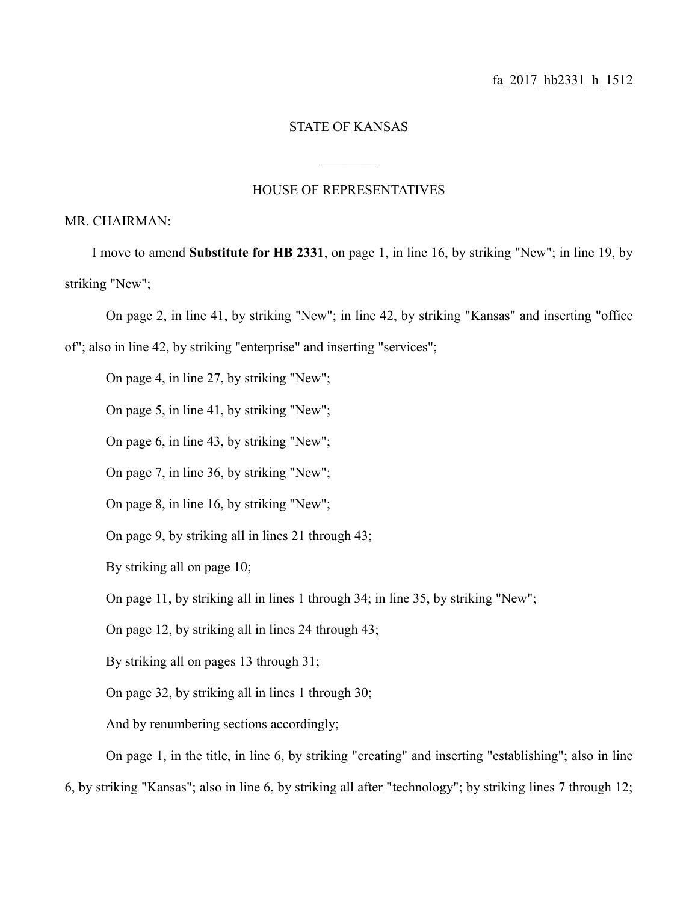fa_2017_hb2331_h_1512

STATE OF KANSAS

________

HOUSE OF REPRESENTATIVES

MR. CHAIRMAN:

I move to amend **Substitute for HB 2331**, on page 1, in line 16, by striking "New"; in line 19, by striking "New";

On page 2, in line 41, by striking "New"; in line 42, by striking "Kansas" and inserting "office of"; also in line 42, by striking "enterprise" and inserting "services";

On page 4, in line 27, by striking "New";

On page 5, in line 41, by striking "New";

On page 6, in line 43, by striking "New";

On page 7, in line 36, by striking "New";

On page 8, in line 16, by striking "New";

On page 9, by striking all in lines 21 through 43;

By striking all on page 10;

On page 11, by striking all in lines 1 through 34; in line 35, by striking "New";

On page 12, by striking all in lines 24 through 43;

By striking all on pages 13 through 31;

On page 32, by striking all in lines 1 through 30;

And by renumbering sections accordingly;

On page 1, in the title, in line 6, by striking "creating" and inserting "establishing"; also in line 6, by striking "Kansas"; also in line 6, by striking all after "technology"; by striking lines 7 through 12;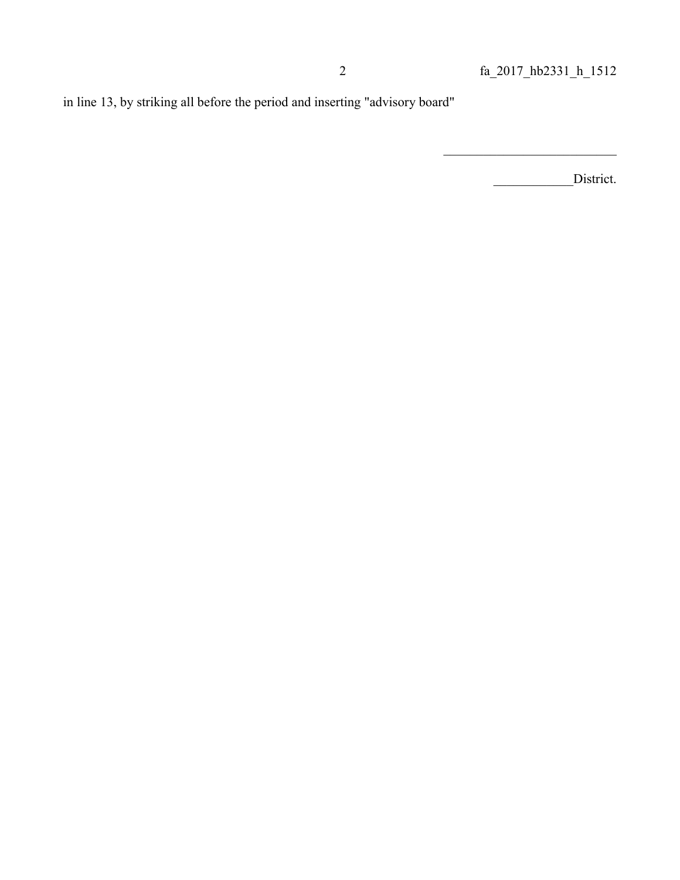in line 13, by striking all before the period and inserting "advisory board"

\_\_\_\_\_\_\_\_\_\_\_\_\_\_\_\_\_\_\_\_\_\_\_\_\_\_\_

\_\_\_\_\_\_\_\_\_\_\_\_District.